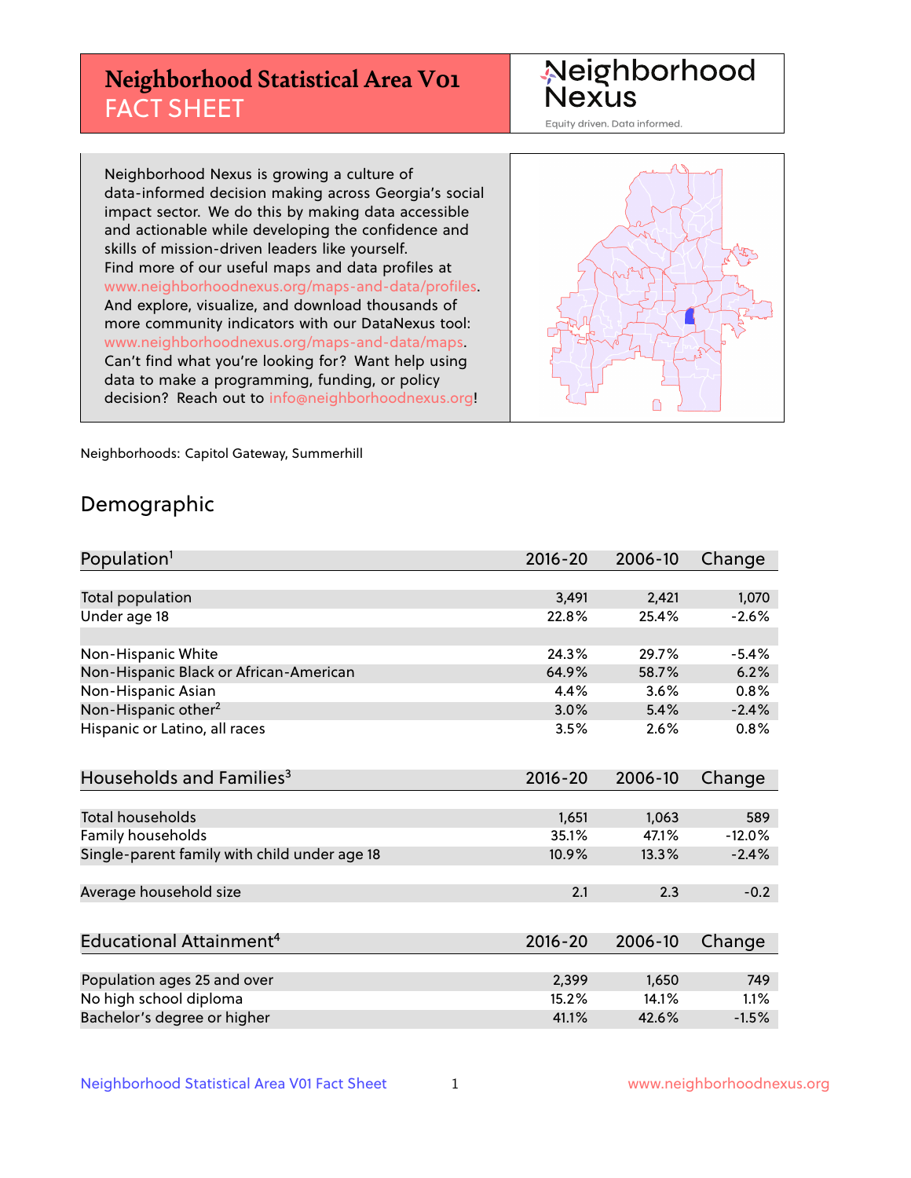# Neighborhood Statistical Area V01
## FACT SHEET

Neighborhood Nexus
Equity driven. Data informed.

Neighborhood Nexus is growing a culture of data-informed decision making across Georgia's social impact sector. We do this by making data accessible and actionable while developing the confidence and skills of mission-driven leaders like yourself. Find more of our useful maps and data profiles at www.neighborhoodnexus.org/maps-and-data/profiles. And explore, visualize, and download thousands of more community indicators with our DataNexus tool: www.neighborhoodnexus.org/maps-and-data/maps. Can't find what you're looking for? Want help using data to make a programming, funding, or policy decision? Reach out to info@neighborhoodnexus.org!

Neighborhoods: Capitol Gateway, Summerhill

## Demographic

| Population[1] | 2016-20 | 2006-10 | Change |
|---|---|---|---|
| Total population | 3,491 | 2,421 | 1,070 |
| Under age 18 | 22.8% | 25.4% | -2.6% |
| | | | |
| Non-Hispanic White | 24.3% | 29.7% | -5.4% |
| Non-Hispanic Black or African-American | 64.9% | 58.7% | 6.2% |
| Non-Hispanic Asian | 4.4% | 3.6% | 0.8% |
| Non-Hispanic other[2] | 3.0% | 5.4% | -2.4% |
| Hispanic or Latino, all races | 3.5% | 2.6% | 0.8% |

| Households and Families[3] | 2016-20 | 2006-10 | Change |
|---|---|---|---|
| Total households | 1,651 | 1,063 | 589 |
| Family households | 35.1% | 47.1% | -12.0% |
| Single-parent family with child under age 18 | 10.9% | 13.3% | -2.4% |
| | | | |
| Average household size | 2.1 | 2.3 | -0.2 |

| Educational Attainment[4] | 2016-20 | 2006-10 | Change |
|---|---|---|---|
| Population ages 25 and over | 2,399 | 1,650 | 749 |
| No high school diploma | 15.2% | 14.1% | 1.1% |
| Bachelor's degree or higher | 41.1% | 42.6% | -1.5% |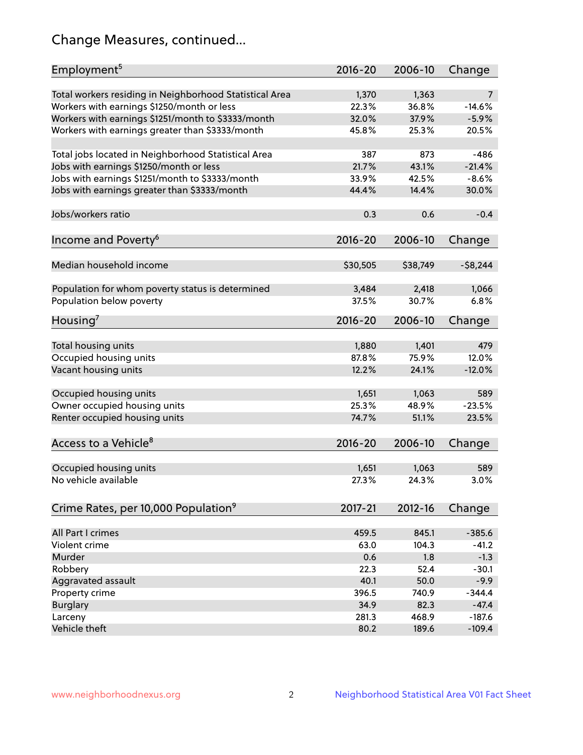# Change Measures, continued...

| Employment[5] | 2016-20 | 2006-10 | Change |
|---|---|---|---|
| Total workers residing in Neighborhood Statistical Area | 1,370 | 1,363 | 7 |
| Workers with earnings $1250/month or less | 22.3% | 36.8% | -14.6% |
| Workers with earnings $1251/month to $3333/month | 32.0% | 37.9% | -5.9% |
| Workers with earnings greater than $3333/month | 45.8% | 25.3% | 20.5% |
| | | | |
| Total jobs located in Neighborhood Statistical Area | 387 | 873 | -486 |
| Jobs with earnings $1250/month or less | 21.7% | 43.1% | -21.4% |
| Jobs with earnings $1251/month to $3333/month | 33.9% | 42.5% | -8.6% |
| Jobs with earnings greater than $3333/month | 44.4% | 14.4% | 30.0% |
| | | | |
| Jobs/workers ratio | 0.3 | 0.6 | -0.4 |

| Income and Poverty[6] | 2016-20 | 2006-10 | Change |
|---|---|---|---|
| Median household income | $30,505 | $38,749 | -$8,244 |
| | | | |
| Population for whom poverty status is determined | 3,484 | 2,418 | 1,066 |
| Population below poverty | 37.5% | 30.7% | 6.8% |

| Housing[7] | 2016-20 | 2006-10 | Change |
|---|---|---|---|
| Total housing units | 1,880 | 1,401 | 479 |
| Occupied housing units | 87.8% | 75.9% | 12.0% |
| Vacant housing units | 12.2% | 24.1% | -12.0% |
| | | | |
| Occupied housing units | 1,651 | 1,063 | 589 |
| Owner occupied housing units | 25.3% | 48.9% | -23.5% |
| Renter occupied housing units | 74.7% | 51.1% | 23.5% |

| Access to a Vehicle[8] | 2016-20 | 2006-10 | Change |
|---|---|---|---|
| Occupied housing units | 1,651 | 1,063 | 589 |
| No vehicle available | 27.3% | 24.3% | 3.0% |

| Crime Rates, per 10,000 Population[9] | 2017-21 | 2012-16 | Change |
|---|---|---|---|
| All Part I crimes | 459.5 | 845.1 | -385.6 |
| Violent crime | 63.0 | 104.3 | -41.2 |
| Murder | 0.6 | 1.8 | -1.3 |
| Robbery | 22.3 | 52.4 | -30.1 |
| Aggravated assault | 40.1 | 50.0 | -9.9 |
| Property crime | 396.5 | 740.9 | -344.4 |
| Burglary | 34.9 | 82.3 | -47.4 |
| Larceny | 281.3 | 468.9 | -187.6 |
| Vehicle theft | 80.2 | 189.6 | -109.4 |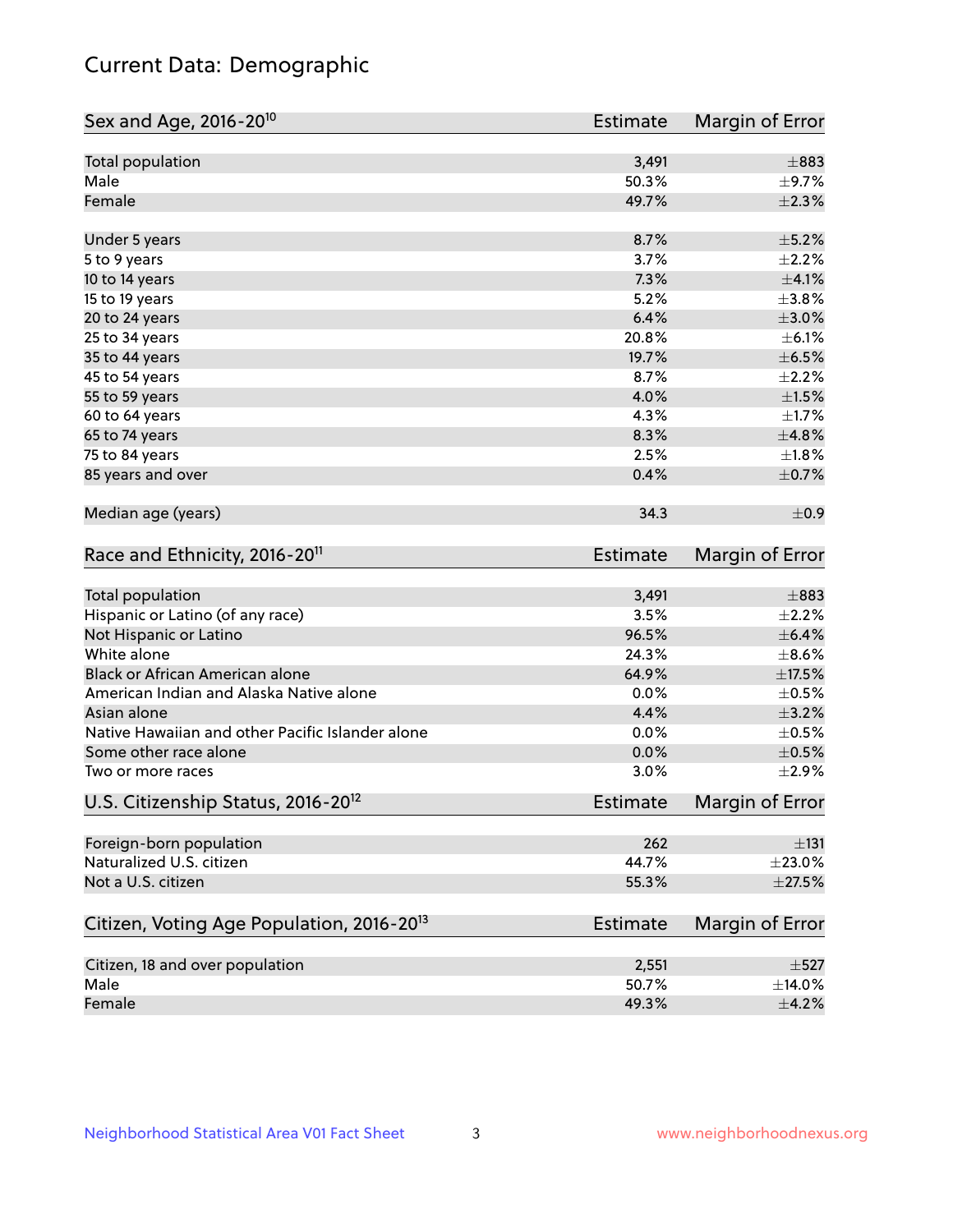# Current Data: Demographic

| Sex and Age, 2016-20[10] | Estimate | Margin of Error |
|---|---|---|
| Total population | 3,491 | ±883 |
| Male | 50.3% | ±9.7% |
| Female | 49.7% | ±2.3% |
| Under 5 years | 8.7% | ±5.2% |
| 5 to 9 years | 3.7% | ±2.2% |
| 10 to 14 years | 7.3% | ±4.1% |
| 15 to 19 years | 5.2% | ±3.8% |
| 20 to 24 years | 6.4% | ±3.0% |
| 25 to 34 years | 20.8% | ±6.1% |
| 35 to 44 years | 19.7% | ±6.5% |
| 45 to 54 years | 8.7% | ±2.2% |
| 55 to 59 years | 4.0% | ±1.5% |
| 60 to 64 years | 4.3% | ±1.7% |
| 65 to 74 years | 8.3% | ±4.8% |
| 75 to 84 years | 2.5% | ±1.8% |
| 85 years and over | 0.4% | ±0.7% |
| Median age (years) | 34.3 | ±0.9 |

| Race and Ethnicity, 2016-20[11] | Estimate | Margin of Error |
|---|---|---|
| Total population | 3,491 | ±883 |
| Hispanic or Latino (of any race) | 3.5% | ±2.2% |
| Not Hispanic or Latino | 96.5% | ±6.4% |
| White alone | 24.3% | ±8.6% |
| Black or African American alone | 64.9% | ±17.5% |
| American Indian and Alaska Native alone | 0.0% | ±0.5% |
| Asian alone | 4.4% | ±3.2% |
| Native Hawaiian and other Pacific Islander alone | 0.0% | ±0.5% |
| Some other race alone | 0.0% | ±0.5% |
| Two or more races | 3.0% | ±2.9% |

| U.S. Citizenship Status, 2016-20[12] | Estimate | Margin of Error |
|---|---|---|
| Foreign-born population | 262 | ±131 |
| Naturalized U.S. citizen | 44.7% | ±23.0% |
| Not a U.S. citizen | 55.3% | ±27.5% |

| Citizen, Voting Age Population, 2016-20[13] | Estimate | Margin of Error |
|---|---|---|
| Citizen, 18 and over population | 2,551 | ±527 |
| Male | 50.7% | ±14.0% |
| Female | 49.3% | ±4.2% |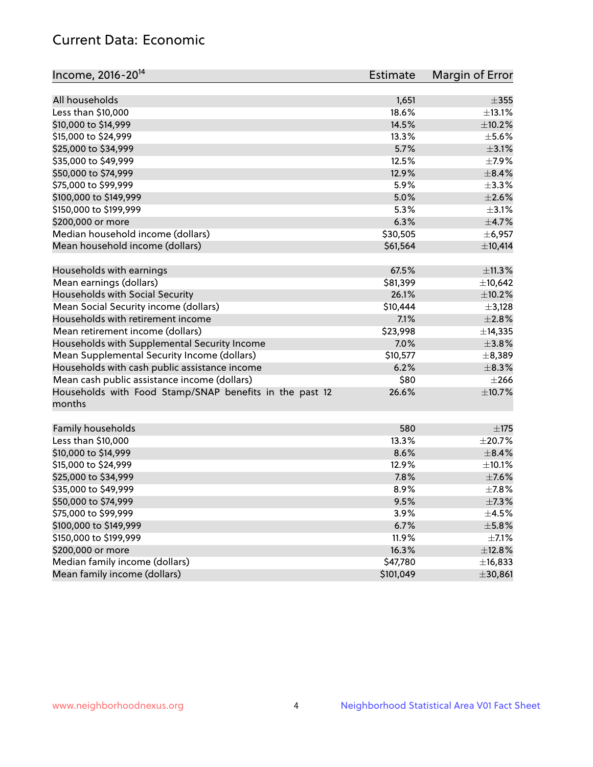## Current Data: Economic

| Income, 2016-20[14] | Estimate | Margin of Error |
|---|---|---|
| All households | 1,651 | ±355 |
| Less than $10,000 | 18.6% | ±13.1% |
| $10,000 to $14,999 | 14.5% | ±10.2% |
| $15,000 to $24,999 | 13.3% | ±5.6% |
| $25,000 to $34,999 | 5.7% | ±3.1% |
| $35,000 to $49,999 | 12.5% | ±7.9% |
| $50,000 to $74,999 | 12.9% | ±8.4% |
| $75,000 to $99,999 | 5.9% | ±3.3% |
| $100,000 to $149,999 | 5.0% | ±2.6% |
| $150,000 to $199,999 | 5.3% | ±3.1% |
| $200,000 or more | 6.3% | ±4.7% |
| Median household income (dollars) | $30,505 | ±6,957 |
| Mean household income (dollars) | $61,564 | ±10,414 |
| | | |
| Households with earnings | 67.5% | ±11.3% |
| Mean earnings (dollars) | $81,399 | ±10,642 |
| Households with Social Security | 26.1% | ±10.2% |
| Mean Social Security income (dollars) | $10,444 | ±3,128 |
| Households with retirement income | 7.1% | ±2.8% |
| Mean retirement income (dollars) | $23,998 | ±14,335 |
| Households with Supplemental Security Income | 7.0% | ±3.8% |
| Mean Supplemental Security Income (dollars) | $10,577 | ±8,389 |
| Households with cash public assistance income | 6.2% | ±8.3% |
| Mean cash public assistance income (dollars) | $80 | ±266 |
| Households with Food Stamp/SNAP benefits in the past 12 months | 26.6% | ±10.7% |
| | | |
| Family households | 580 | ±175 |
| Less than $10,000 | 13.3% | ±20.7% |
| $10,000 to $14,999 | 8.6% | ±8.4% |
| $15,000 to $24,999 | 12.9% | ±10.1% |
| $25,000 to $34,999 | 7.8% | ±7.6% |
| $35,000 to $49,999 | 8.9% | ±7.8% |
| $50,000 to $74,999 | 9.5% | ±7.3% |
| $75,000 to $99,999 | 3.9% | ±4.5% |
| $100,000 to $149,999 | 6.7% | ±5.8% |
| $150,000 to $199,999 | 11.9% | ±7.1% |
| $200,000 or more | 16.3% | ±12.8% |
| Median family income (dollars) | $47,780 | ±16,833 |
| Mean family income (dollars) | $101,049 | ±30,861 |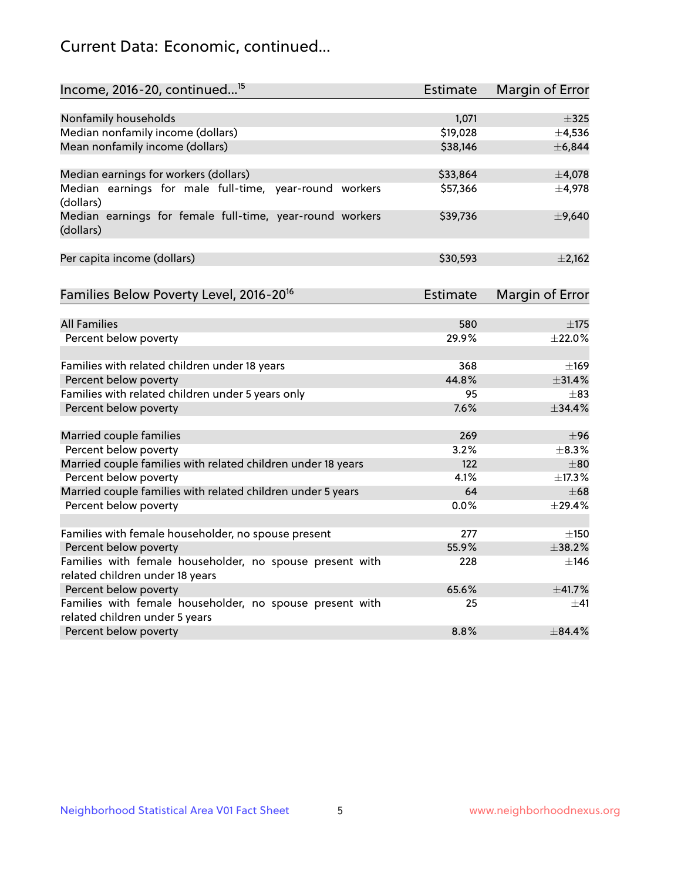## Current Data: Economic, continued...

| Income, 2016-20, continued...[15] | Estimate | Margin of Error |
|---|---|---|
| Nonfamily households | 1,071 | ±325 |
| Median nonfamily income (dollars) | $19,028 | ±4,536 |
| Mean nonfamily income (dollars) | $38,146 | ±6,844 |
| Median earnings for workers (dollars) | $33,864 | ±4,078 |
| Median earnings for male full-time, year-round workers (dollars) | $57,366 | ±4,978 |
| Median earnings for female full-time, year-round workers (dollars) | $39,736 | ±9,640 |
| Per capita income (dollars) | $30,593 | ±2,162 |

| Families Below Poverty Level, 2016-20[16] | Estimate | Margin of Error |
|---|---|---|
| All Families | 580 | ±175 |
| Percent below poverty | 29.9% | ±22.0% |
| Families with related children under 18 years | 368 | ±169 |
| Percent below poverty | 44.8% | ±31.4% |
| Families with related children under 5 years only | 95 | ±83 |
| Percent below poverty | 7.6% | ±34.4% |
| Married couple families | 269 | ±96 |
| Percent below poverty | 3.2% | ±8.3% |
| Married couple families with related children under 18 years | 122 | ±80 |
| Percent below poverty | 4.1% | ±17.3% |
| Married couple families with related children under 5 years | 64 | ±68 |
| Percent below poverty | 0.0% | ±29.4% |
| Families with female householder, no spouse present | 277 | ±150 |
| Percent below poverty | 55.9% | ±38.2% |
| Families with female householder, no spouse present with related children under 18 years | 228 | ±146 |
| Percent below poverty | 65.6% | ±41.7% |
| Families with female householder, no spouse present with related children under 5 years | 25 | ±41 |
| Percent below poverty | 8.8% | ±84.4% |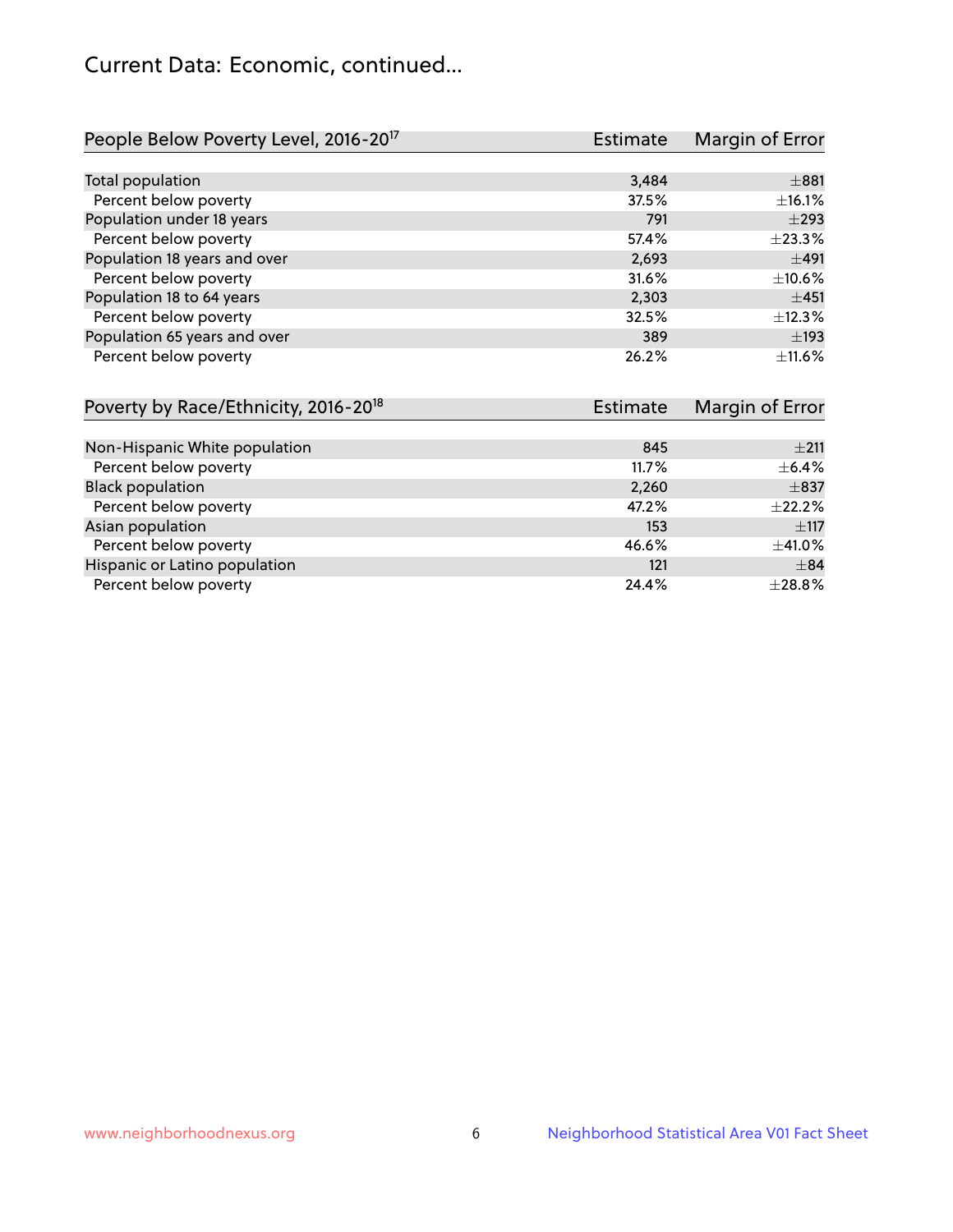# Current Data: Economic, continued...

| People Below Poverty Level, 2016-20[17] | Estimate | Margin of Error |
|---|---|---|
| Total population | 3,484 | ±881 |
| Percent below poverty | 37.5% | ±16.1% |
| Population under 18 years | 791 | ±293 |
| Percent below poverty | 57.4% | ±23.3% |
| Population 18 years and over | 2,693 | ±491 |
| Percent below poverty | 31.6% | ±10.6% |
| Population 18 to 64 years | 2,303 | ±451 |
| Percent below poverty | 32.5% | ±12.3% |
| Population 65 years and over | 389 | ±193 |
| Percent below poverty | 26.2% | ±11.6% |

| Poverty by Race/Ethnicity, 2016-20[18] | Estimate | Margin of Error |
|---|---|---|
| Non-Hispanic White population | 845 | ±211 |
| Percent below poverty | 11.7% | ±6.4% |
| Black population | 2,260 | ±837 |
| Percent below poverty | 47.2% | ±22.2% |
| Asian population | 153 | ±117 |
| Percent below poverty | 46.6% | ±41.0% |
| Hispanic or Latino population | 121 | ±84 |
| Percent below poverty | 24.4% | ±28.8% |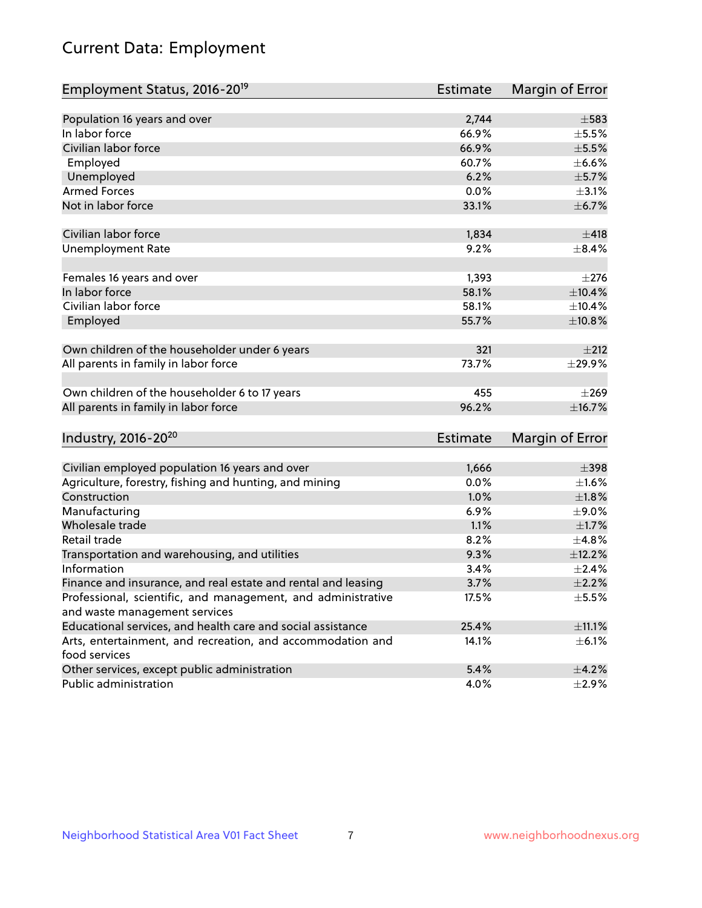# Current Data: Employment

| Employment Status, 2016-20[19] | Estimate | Margin of Error |
|---|---|---|
| Population 16 years and over | 2,744 | ±583 |
| In labor force | 66.9% | ±5.5% |
| Civilian labor force | 66.9% | ±5.5% |
| Employed | 60.7% | ±6.6% |
| Unemployed | 6.2% | ±5.7% |
| Armed Forces | 0.0% | ±3.1% |
| Not in labor force | 33.1% | ±6.7% |
| | | |
| Civilian labor force | 1,834 | ±418 |
| Unemployment Rate | 9.2% | ±8.4% |
| | | |
| Females 16 years and over | 1,393 | ±276 |
| In labor force | 58.1% | ±10.4% |
| Civilian labor force | 58.1% | ±10.4% |
| Employed | 55.7% | ±10.8% |
| | | |
| Own children of the householder under 6 years | 321 | ±212 |
| All parents in family in labor force | 73.7% | ±29.9% |
| | | |
| Own children of the householder 6 to 17 years | 455 | ±269 |
| All parents in family in labor force | 96.2% | ±16.7% |

| Industry, 2016-20[20] | Estimate | Margin of Error |
|---|---|---|
| Civilian employed population 16 years and over | 1,666 | ±398 |
| Agriculture, forestry, fishing and hunting, and mining | 0.0% | ±1.6% |
| Construction | 1.0% | ±1.8% |
| Manufacturing | 6.9% | ±9.0% |
| Wholesale trade | 1.1% | ±1.7% |
| Retail trade | 8.2% | ±4.8% |
| Transportation and warehousing, and utilities | 9.3% | ±12.2% |
| Information | 3.4% | ±2.4% |
| Finance and insurance, and real estate and rental and leasing | 3.7% | ±2.2% |
| Professional, scientific, and management, and administrative and waste management services | 17.5% | ±5.5% |
| Educational services, and health care and social assistance | 25.4% | ±11.1% |
| Arts, entertainment, and recreation, and accommodation and food services | 14.1% | ±6.1% |
| Other services, except public administration | 5.4% | ±4.2% |
| Public administration | 4.0% | ±2.9% |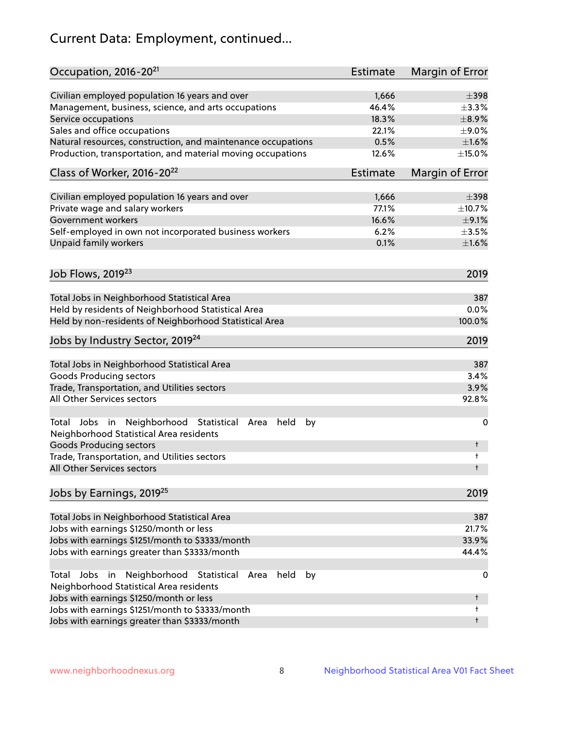# Current Data: Employment, continued...

| Occupation, 2016-20[21] | Estimate | Margin of Error |
|---|---|---|
| Civilian employed population 16 years and over | 1,666 | ±398 |
| Management, business, science, and arts occupations | 46.4% | ±3.3% |
| Service occupations | 18.3% | ±8.9% |
| Sales and office occupations | 22.1% | ±9.0% |
| Natural resources, construction, and maintenance occupations | 0.5% | ±1.6% |
| Production, transportation, and material moving occupations | 12.6% | ±15.0% |

| Class of Worker, 2016-20[22] | Estimate | Margin of Error |
|---|---|---|
| Civilian employed population 16 years and over | 1,666 | ±398 |
| Private wage and salary workers | 77.1% | ±10.7% |
| Government workers | 16.6% | ±9.1% |
| Self-employed in own not incorporated business workers | 6.2% | ±3.5% |
| Unpaid family workers | 0.1% | ±1.6% |

| Job Flows, 2019[23] | 2019 |
|---|---|
| Total Jobs in Neighborhood Statistical Area | 387 |
| Held by residents of Neighborhood Statistical Area | 0.0% |
| Held by non-residents of Neighborhood Statistical Area | 100.0% |

| Jobs by Industry Sector, 2019[24] | 2019 |
|---|---|
| Total Jobs in Neighborhood Statistical Area | 387 |
| Goods Producing sectors | 3.4% |
| Trade, Transportation, and Utilities sectors | 3.9% |
| All Other Services sectors | 92.8% |
| | |
| Total Jobs in Neighborhood Statistical Area held by Neighborhood Statistical Area residents | 0 |
| Goods Producing sectors | † |
| Trade, Transportation, and Utilities sectors | † |
| All Other Services sectors | † |

| Jobs by Earnings, 2019[25] | 2019 |
|---|---|
| Total Jobs in Neighborhood Statistical Area | 387 |
| Jobs with earnings $1250/month or less | 21.7% |
| Jobs with earnings $1251/month to $3333/month | 33.9% |
| Jobs with earnings greater than $3333/month | 44.4% |
| | |
| Total Jobs in Neighborhood Statistical Area held by Neighborhood Statistical Area residents | 0 |
| Jobs with earnings $1250/month or less | † |
| Jobs with earnings $1251/month to $3333/month | † |
| Jobs with earnings greater than $3333/month | † |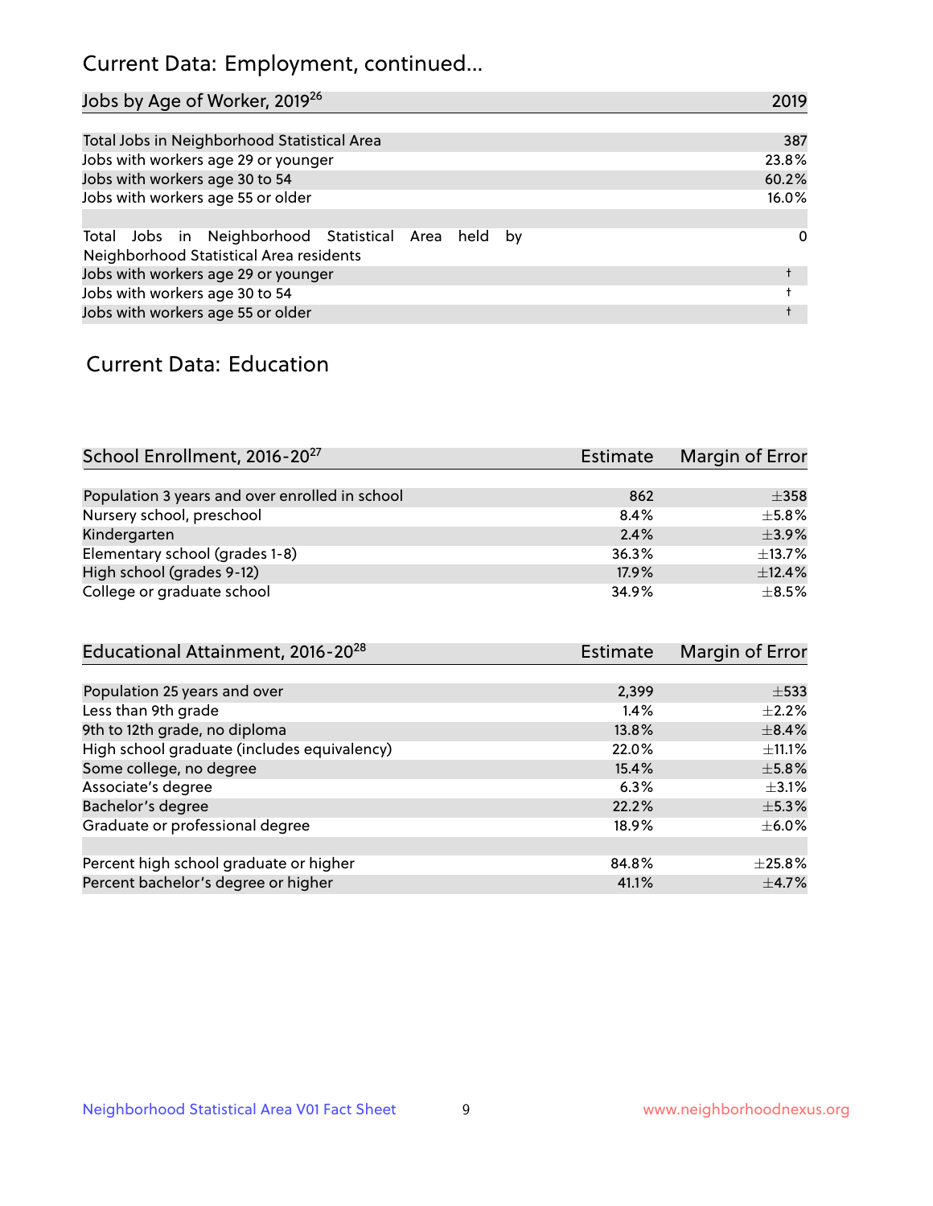## Current Data: Employment, continued...

| Jobs by Age of Worker, 2019[26] | 2019 |
|---|---|
| Total Jobs in Neighborhood Statistical Area | 387 |
| Jobs with workers age 29 or younger | 23.8% |
| Jobs with workers age 30 to 54 | 60.2% |
| Jobs with workers age 55 or older | 16.0% |
| | |
| Total Jobs in Neighborhood Statistical Area held by Neighborhood Statistical Area residents | 0 |
| Jobs with workers age 29 or younger | † |
| Jobs with workers age 30 to 54 | † |
| Jobs with workers age 55 or older | † |

## Current Data: Education

| School Enrollment, 2016-20[27] | Estimate | Margin of Error |
|---|---|---|
| Population 3 years and over enrolled in school | 862 | ±358 |
| Nursery school, preschool | 8.4% | ±5.8% |
| Kindergarten | 2.4% | ±3.9% |
| Elementary school (grades 1-8) | 36.3% | ±13.7% |
| High school (grades 9-12) | 17.9% | ±12.4% |
| College or graduate school | 34.9% | ±8.5% |

| Educational Attainment, 2016-20[28] | Estimate | Margin of Error |
|---|---|---|
| Population 25 years and over | 2,399 | ±533 |
| Less than 9th grade | 1.4% | ±2.2% |
| 9th to 12th grade, no diploma | 13.8% | ±8.4% |
| High school graduate (includes equivalency) | 22.0% | ±11.1% |
| Some college, no degree | 15.4% | ±5.8% |
| Associate's degree | 6.3% | ±3.1% |
| Bachelor's degree | 22.2% | ±5.3% |
| Graduate or professional degree | 18.9% | ±6.0% |
| | | |
| Percent high school graduate or higher | 84.8% | ±25.8% |
| Percent bachelor's degree or higher | 41.1% | ±4.7% |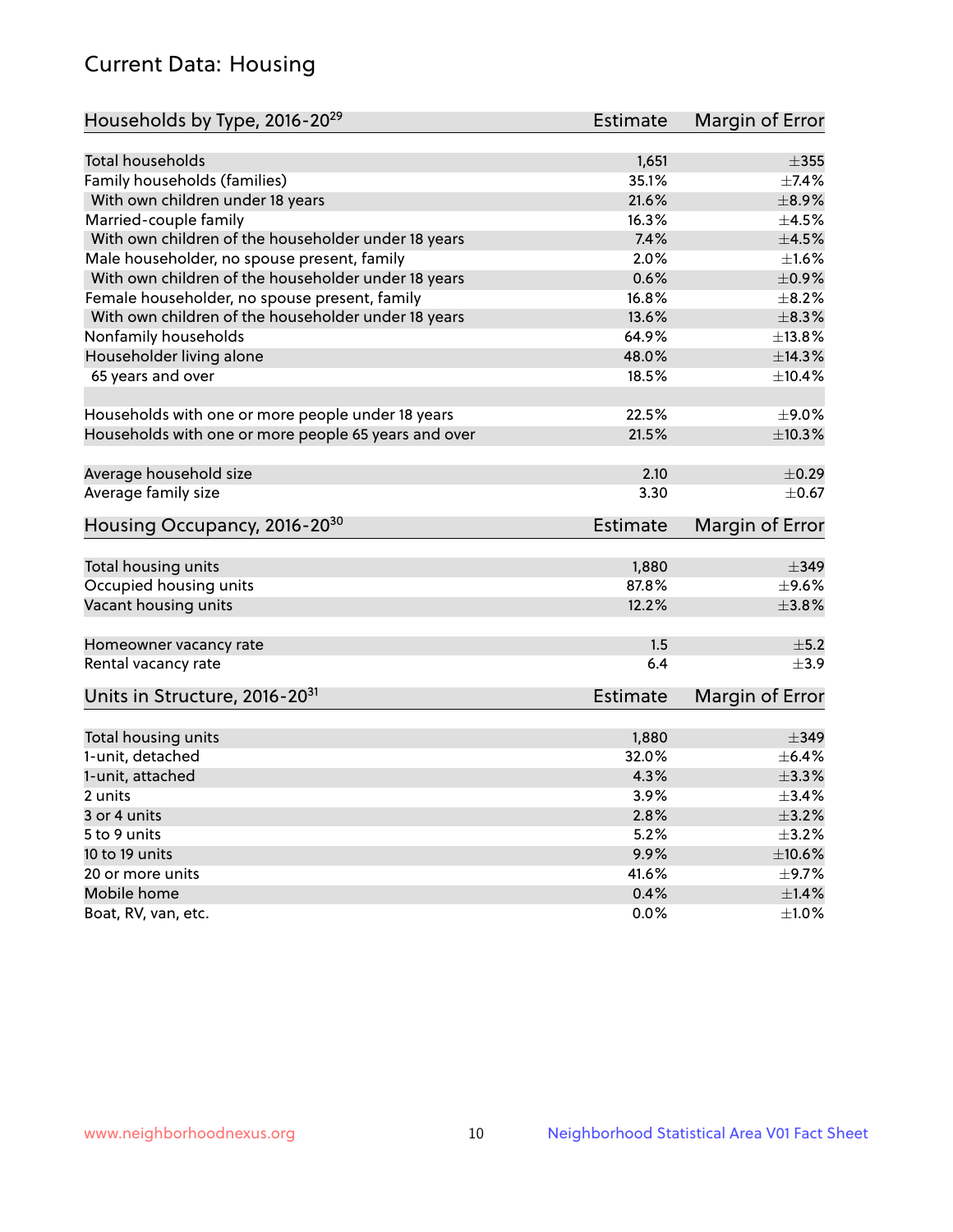# Current Data: Housing

| Households by Type, 2016-20[29] | Estimate | Margin of Error |
|---|---|---|
| Total households | 1,651 | ±355 |
| Family households (families) | 35.1% | ±7.4% |
| With own children under 18 years | 21.6% | ±8.9% |
| Married-couple family | 16.3% | ±4.5% |
| With own children of the householder under 18 years | 7.4% | ±4.5% |
| Male householder, no spouse present, family | 2.0% | ±1.6% |
| With own children of the householder under 18 years | 0.6% | ±0.9% |
| Female householder, no spouse present, family | 16.8% | ±8.2% |
| With own children of the householder under 18 years | 13.6% | ±8.3% |
| Nonfamily households | 64.9% | ±13.8% |
| Householder living alone | 48.0% | ±14.3% |
| 65 years and over | 18.5% | ±10.4% |
| Households with one or more people under 18 years | 22.5% | ±9.0% |
| Households with one or more people 65 years and over | 21.5% | ±10.3% |
| Average household size | 2.10 | ±0.29 |
| Average family size | 3.30 | ±0.67 |

| Housing Occupancy, 2016-20[30] | Estimate | Margin of Error |
|---|---|---|
| Total housing units | 1,880 | ±349 |
| Occupied housing units | 87.8% | ±9.6% |
| Vacant housing units | 12.2% | ±3.8% |
| Homeowner vacancy rate | 1.5 | ±5.2 |
| Rental vacancy rate | 6.4 | ±3.9 |

| Units in Structure, 2016-20[31] | Estimate | Margin of Error |
|---|---|---|
| Total housing units | 1,880 | ±349 |
| 1-unit, detached | 32.0% | ±6.4% |
| 1-unit, attached | 4.3% | ±3.3% |
| 2 units | 3.9% | ±3.4% |
| 3 or 4 units | 2.8% | ±3.2% |
| 5 to 9 units | 5.2% | ±3.2% |
| 10 to 19 units | 9.9% | ±10.6% |
| 20 or more units | 41.6% | ±9.7% |
| Mobile home | 0.4% | ±1.4% |
| Boat, RV, van, etc. | 0.0% | ±1.0% |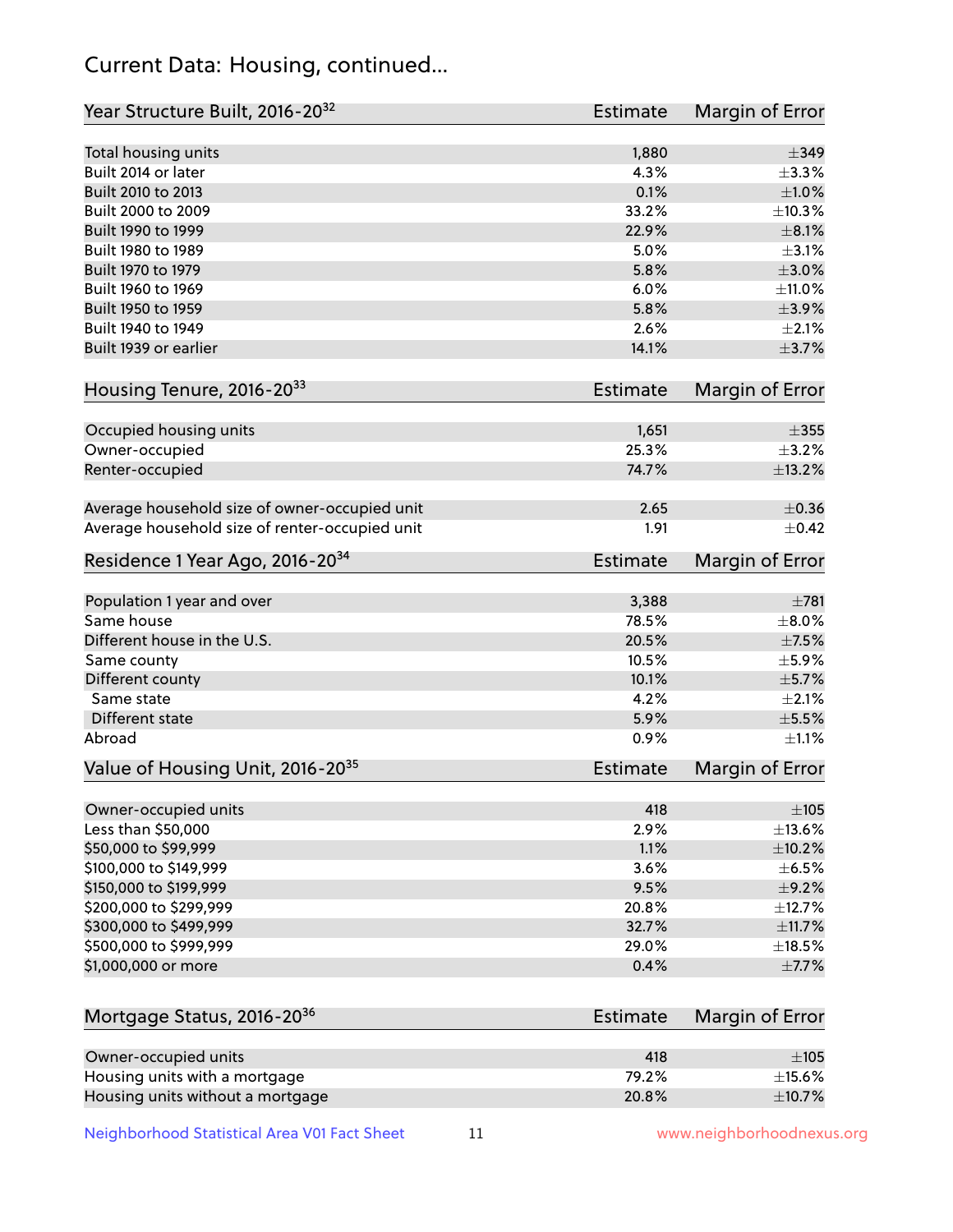## Current Data: Housing, continued...

| Year Structure Built, 2016-20[32] | Estimate | Margin of Error |
|---|---|---|
| Total housing units | 1,880 | ±349 |
| Built 2014 or later | 4.3% | ±3.3% |
| Built 2010 to 2013 | 0.1% | ±1.0% |
| Built 2000 to 2009 | 33.2% | ±10.3% |
| Built 1990 to 1999 | 22.9% | ±8.1% |
| Built 1980 to 1989 | 5.0% | ±3.1% |
| Built 1970 to 1979 | 5.8% | ±3.0% |
| Built 1960 to 1969 | 6.0% | ±11.0% |
| Built 1950 to 1959 | 5.8% | ±3.9% |
| Built 1940 to 1949 | 2.6% | ±2.1% |
| Built 1939 or earlier | 14.1% | ±3.7% |

| Housing Tenure, 2016-20[33] | Estimate | Margin of Error |
|---|---|---|
| Occupied housing units | 1,651 | ±355 |
| Owner-occupied | 25.3% | ±3.2% |
| Renter-occupied | 74.7% | ±13.2% |
| Average household size of owner-occupied unit | 2.65 | ±0.36 |
| Average household size of renter-occupied unit | 1.91 | ±0.42 |

| Residence 1 Year Ago, 2016-20[34] | Estimate | Margin of Error |
|---|---|---|
| Population 1 year and over | 3,388 | ±781 |
| Same house | 78.5% | ±8.0% |
| Different house in the U.S. | 20.5% | ±7.5% |
| Same county | 10.5% | ±5.9% |
| Different county | 10.1% | ±5.7% |
| Same state | 4.2% | ±2.1% |
| Different state | 5.9% | ±5.5% |
| Abroad | 0.9% | ±1.1% |

| Value of Housing Unit, 2016-20[35] | Estimate | Margin of Error |
|---|---|---|
| Owner-occupied units | 418 | ±105 |
| Less than $50,000 | 2.9% | ±13.6% |
| $50,000 to $99,999 | 1.1% | ±10.2% |
| $100,000 to $149,999 | 3.6% | ±6.5% |
| $150,000 to $199,999 | 9.5% | ±9.2% |
| $200,000 to $299,999 | 20.8% | ±12.7% |
| $300,000 to $499,999 | 32.7% | ±11.7% |
| $500,000 to $999,999 | 29.0% | ±18.5% |
| $1,000,000 or more | 0.4% | ±7.7% |

| Mortgage Status, 2016-20[36] | Estimate | Margin of Error |
|---|---|---|
| Owner-occupied units | 418 | ±105 |
| Housing units with a mortgage | 79.2% | ±15.6% |
| Housing units without a mortgage | 20.8% | ±10.7% |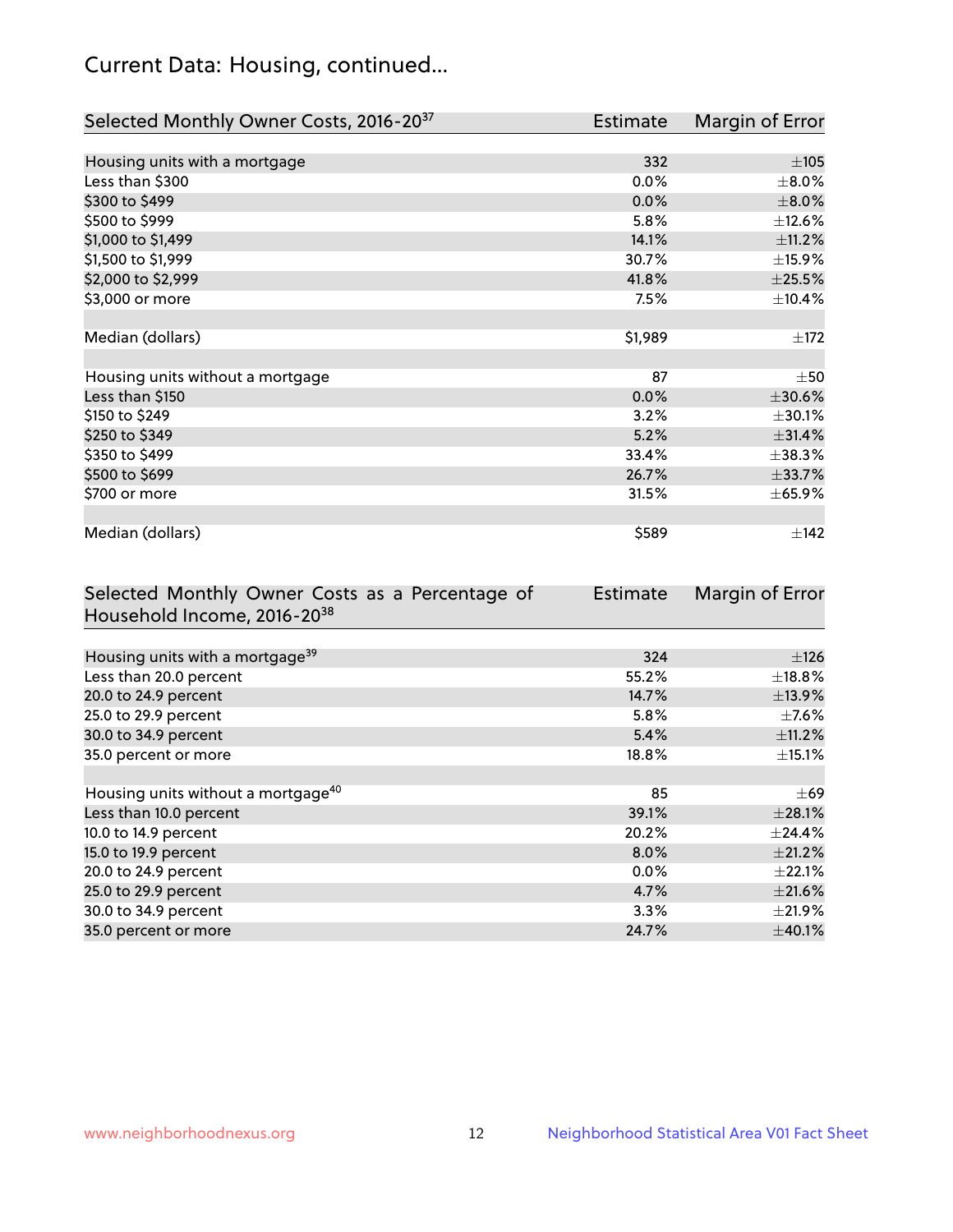## Current Data: Housing, continued...

| Selected Monthly Owner Costs, 2016-20[37] | Estimate | Margin of Error |
|---|---|---|
| Housing units with a mortgage | 332 | ±105 |
| Less than $300 | 0.0% | ±8.0% |
| $300 to $499 | 0.0% | ±8.0% |
| $500 to $999 | 5.8% | ±12.6% |
| $1,000 to $1,499 | 14.1% | ±11.2% |
| $1,500 to $1,999 | 30.7% | ±15.9% |
| $2,000 to $2,999 | 41.8% | ±25.5% |
| $3,000 or more | 7.5% | ±10.4% |
| | | |
| Median (dollars) | $1,989 | ±172 |
| | | |
| Housing units without a mortgage | 87 | ±50 |
| Less than $150 | 0.0% | ±30.6% |
| $150 to $249 | 3.2% | ±30.1% |
| $250 to $349 | 5.2% | ±31.4% |
| $350 to $499 | 33.4% | ±38.3% |
| $500 to $699 | 26.7% | ±33.7% |
| $700 or more | 31.5% | ±65.9% |
| | | |
| Median (dollars) | $589 | ±142 |

| Selected Monthly Owner Costs as a Percentage of Household Income, 2016-20[38] | Estimate | Margin of Error |
|---|---|---|
| Housing units with a mortgage[39] | 324 | ±126 |
| Less than 20.0 percent | 55.2% | ±18.8% |
| 20.0 to 24.9 percent | 14.7% | ±13.9% |
| 25.0 to 29.9 percent | 5.8% | ±7.6% |
| 30.0 to 34.9 percent | 5.4% | ±11.2% |
| 35.0 percent or more | 18.8% | ±15.1% |
| | | |
| Housing units without a mortgage[40] | 85 | ±69 |
| Less than 10.0 percent | 39.1% | ±28.1% |
| 10.0 to 14.9 percent | 20.2% | ±24.4% |
| 15.0 to 19.9 percent | 8.0% | ±21.2% |
| 20.0 to 24.9 percent | 0.0% | ±22.1% |
| 25.0 to 29.9 percent | 4.7% | ±21.6% |
| 30.0 to 34.9 percent | 3.3% | ±21.9% |
| 35.0 percent or more | 24.7% | ±40.1% |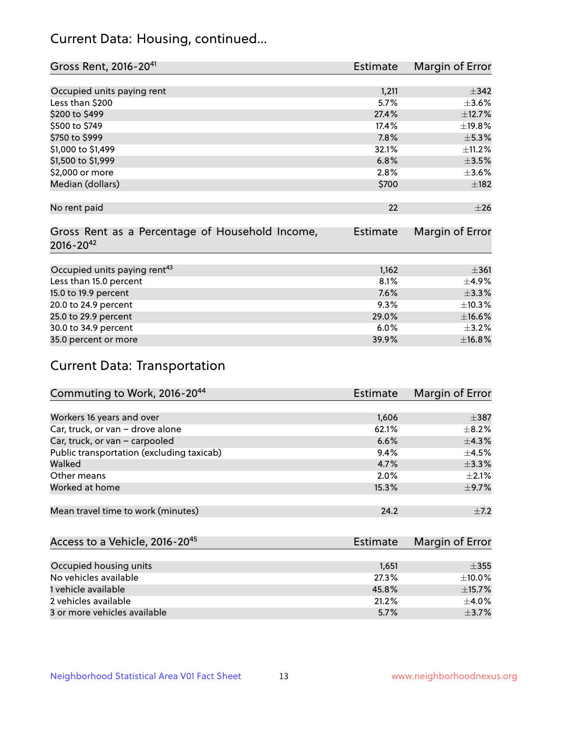## Current Data: Housing, continued...

| Gross Rent, 2016-20[41] | Estimate | Margin of Error |
|---|---|---|
| Occupied units paying rent | 1,211 | ±342 |
| Less than $200 | 5.7% | ±3.6% |
| $200 to $499 | 27.4% | ±12.7% |
| $500 to $749 | 17.4% | ±19.8% |
| $750 to $999 | 7.8% | ±5.3% |
| $1,000 to $1,499 | 32.1% | ±11.2% |
| $1,500 to $1,999 | 6.8% | ±3.5% |
| $2,000 or more | 2.8% | ±3.6% |
| Median (dollars) | $700 | ±182 |
| No rent paid | 22 | ±26 |

| Gross Rent as a Percentage of Household Income, 2016-20[42] | Estimate | Margin of Error |
|---|---|---|
| Occupied units paying rent[43] | 1,162 | ±361 |
| Less than 15.0 percent | 8.1% | ±4.9% |
| 15.0 to 19.9 percent | 7.6% | ±3.3% |
| 20.0 to 24.9 percent | 9.3% | ±10.3% |
| 25.0 to 29.9 percent | 29.0% | ±16.6% |
| 30.0 to 34.9 percent | 6.0% | ±3.2% |
| 35.0 percent or more | 39.9% | ±16.8% |

## Current Data: Transportation

| Commuting to Work, 2016-20[44] | Estimate | Margin of Error |
|---|---|---|
| Workers 16 years and over | 1,606 | ±387 |
| Car, truck, or van – drove alone | 62.1% | ±8.2% |
| Car, truck, or van – carpooled | 6.6% | ±4.3% |
| Public transportation (excluding taxicab) | 9.4% | ±4.5% |
| Walked | 4.7% | ±3.3% |
| Other means | 2.0% | ±2.1% |
| Worked at home | 15.3% | ±9.7% |
| Mean travel time to work (minutes) | 24.2 | ±7.2 |

| Access to a Vehicle, 2016-20[45] | Estimate | Margin of Error |
|---|---|---|
| Occupied housing units | 1,651 | ±355 |
| No vehicles available | 27.3% | ±10.0% |
| 1 vehicle available | 45.8% | ±15.7% |
| 2 vehicles available | 21.2% | ±4.0% |
| 3 or more vehicles available | 5.7% | ±3.7% |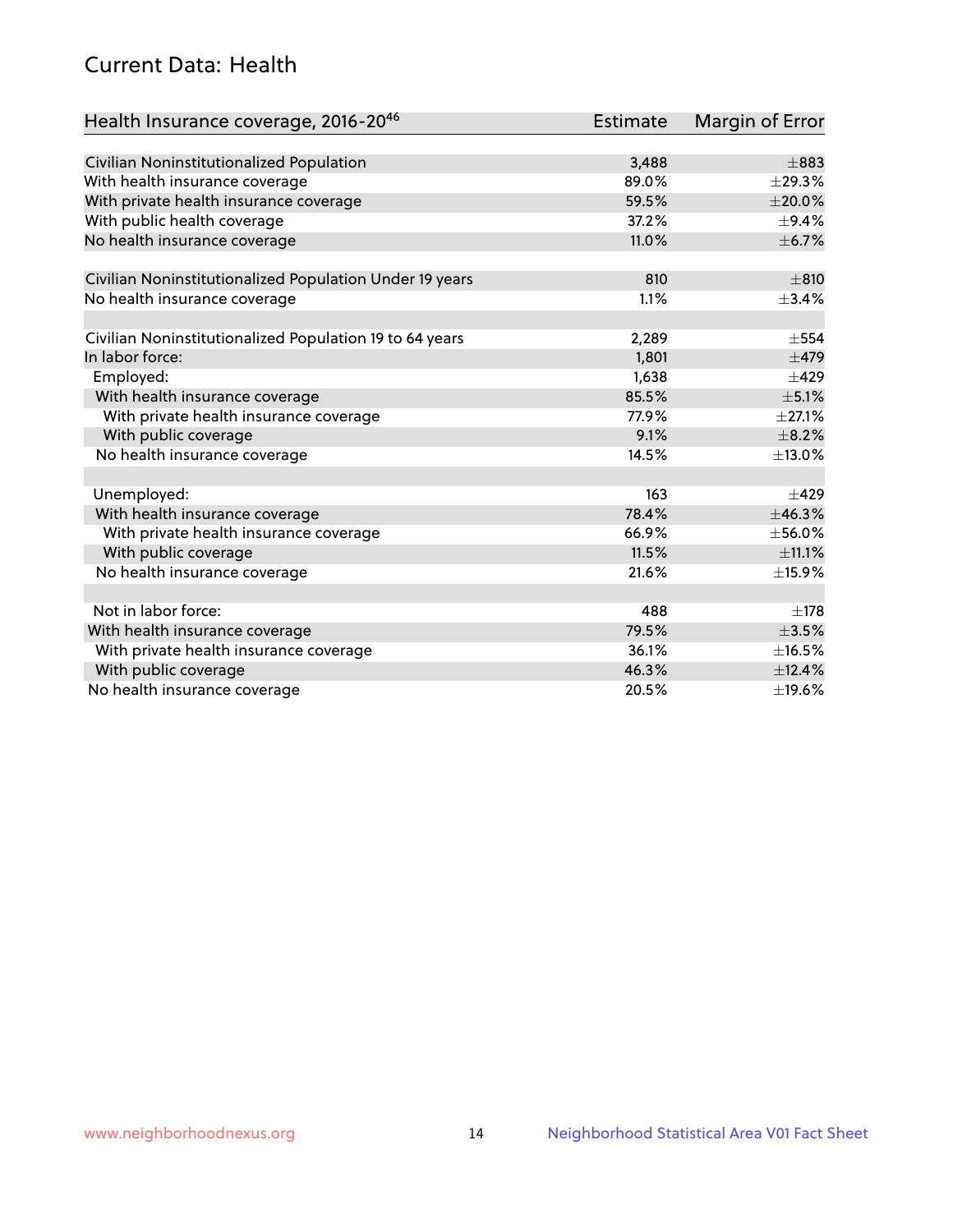## Current Data: Health

| Health Insurance coverage, 2016-20[46] | Estimate | Margin of Error |
|---|---|---|
| Civilian Noninstitutionalized Population | 3,488 | ±883 |
| With health insurance coverage | 89.0% | ±29.3% |
| With private health insurance coverage | 59.5% | ±20.0% |
| With public health coverage | 37.2% | ±9.4% |
| No health insurance coverage | 11.0% | ±6.7% |
| | | |
| Civilian Noninstitutionalized Population Under 19 years | 810 | ±810 |
| No health insurance coverage | 1.1% | ±3.4% |
| | | |
| Civilian Noninstitutionalized Population 19 to 64 years | 2,289 | ±554 |
| In labor force: | 1,801 | ±479 |
| Employed: | 1,638 | ±429 |
| With health insurance coverage | 85.5% | ±5.1% |
| With private health insurance coverage | 77.9% | ±27.1% |
| With public coverage | 9.1% | ±8.2% |
| No health insurance coverage | 14.5% | ±13.0% |
| | | |
| Unemployed: | 163 | ±429 |
| With health insurance coverage | 78.4% | ±46.3% |
| With private health insurance coverage | 66.9% | ±56.0% |
| With public coverage | 11.5% | ±11.1% |
| No health insurance coverage | 21.6% | ±15.9% |
| | | |
| Not in labor force: | 488 | ±178 |
| With health insurance coverage | 79.5% | ±3.5% |
| With private health insurance coverage | 36.1% | ±16.5% |
| With public coverage | 46.3% | ±12.4% |
| No health insurance coverage | 20.5% | ±19.6% |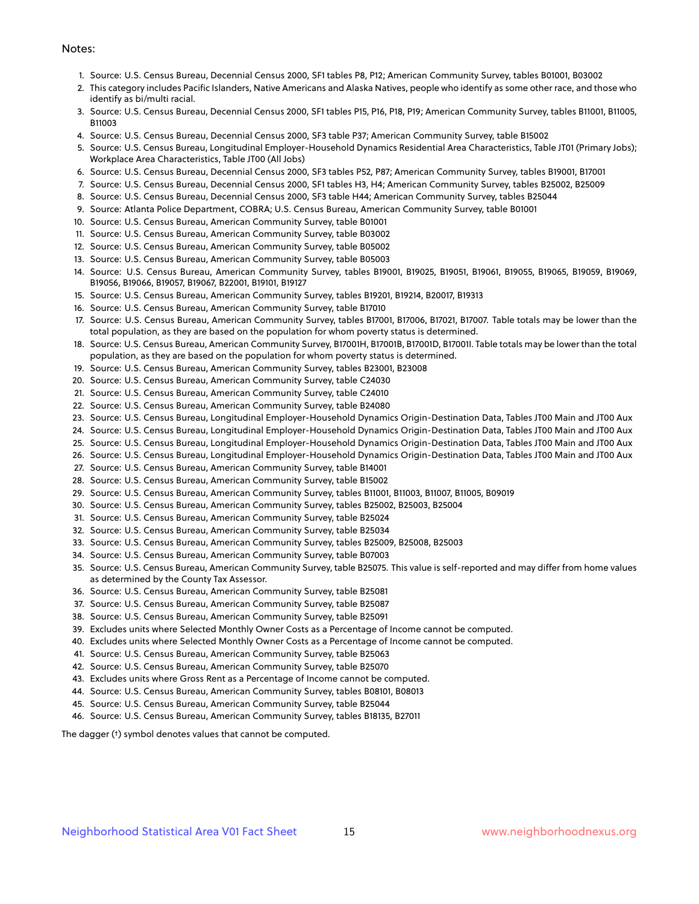Notes:

1. Source: U.S. Census Bureau, Decennial Census 2000, SF1 tables P8, P12; American Community Survey, tables B01001, B03002
2. This category includes Pacific Islanders, Native Americans and Alaska Natives, people who identify as some other race, and those who identify as bi/multi racial.
3. Source: U.S. Census Bureau, Decennial Census 2000, SF1 tables P15, P16, P18, P19; American Community Survey, tables B11001, B11005, B11003
4. Source: U.S. Census Bureau, Decennial Census 2000, SF3 table P37; American Community Survey, table B15002
5. Source: U.S. Census Bureau, Longitudinal Employer-Household Dynamics Residential Area Characteristics, Table JT01 (Primary Jobs); Workplace Area Characteristics, Table JT00 (All Jobs)
6. Source: U.S. Census Bureau, Decennial Census 2000, SF3 tables P52, P87; American Community Survey, tables B19001, B17001
7. Source: U.S. Census Bureau, Decennial Census 2000, SF1 tables H3, H4; American Community Survey, tables B25002, B25009
8. Source: U.S. Census Bureau, Decennial Census 2000, SF3 table H44; American Community Survey, tables B25044
9. Source: Atlanta Police Department, COBRA; U.S. Census Bureau, American Community Survey, table B01001
10. Source: U.S. Census Bureau, American Community Survey, table B01001
11. Source: U.S. Census Bureau, American Community Survey, table B03002
12. Source: U.S. Census Bureau, American Community Survey, table B05002
13. Source: U.S. Census Bureau, American Community Survey, table B05003
14. Source: U.S. Census Bureau, American Community Survey, tables B19001, B19025, B19051, B19061, B19055, B19065, B19059, B19069, B19056, B19066, B19057, B19067, B22001, B19101, B19127
15. Source: U.S. Census Bureau, American Community Survey, tables B19201, B19214, B20017, B19313
16. Source: U.S. Census Bureau, American Community Survey, table B17010
17. Source: U.S. Census Bureau, American Community Survey, tables B17001, B17006, B17021, B17007. Table totals may be lower than the total population, as they are based on the population for whom poverty status is determined.
18. Source: U.S. Census Bureau, American Community Survey, B17001H, B17001B, B17001D, B17001I. Table totals may be lower than the total population, as they are based on the population for whom poverty status is determined.
19. Source: U.S. Census Bureau, American Community Survey, tables B23001, B23008
20. Source: U.S. Census Bureau, American Community Survey, table C24030
21. Source: U.S. Census Bureau, American Community Survey, table C24010
22. Source: U.S. Census Bureau, American Community Survey, table B24080
23. Source: U.S. Census Bureau, Longitudinal Employer-Household Dynamics Origin-Destination Data, Tables JT00 Main and JT00 Aux
24. Source: U.S. Census Bureau, Longitudinal Employer-Household Dynamics Origin-Destination Data, Tables JT00 Main and JT00 Aux
25. Source: U.S. Census Bureau, Longitudinal Employer-Household Dynamics Origin-Destination Data, Tables JT00 Main and JT00 Aux
26. Source: U.S. Census Bureau, Longitudinal Employer-Household Dynamics Origin-Destination Data, Tables JT00 Main and JT00 Aux
27. Source: U.S. Census Bureau, American Community Survey, table B14001
28. Source: U.S. Census Bureau, American Community Survey, table B15002
29. Source: U.S. Census Bureau, American Community Survey, tables B11001, B11003, B11007, B11005, B09019
30. Source: U.S. Census Bureau, American Community Survey, tables B25002, B25003, B25004
31. Source: U.S. Census Bureau, American Community Survey, table B25024
32. Source: U.S. Census Bureau, American Community Survey, table B25034
33. Source: U.S. Census Bureau, American Community Survey, tables B25009, B25008, B25003
34. Source: U.S. Census Bureau, American Community Survey, table B07003
35. Source: U.S. Census Bureau, American Community Survey, table B25075. This value is self-reported and may differ from home values as determined by the County Tax Assessor.
36. Source: U.S. Census Bureau, American Community Survey, table B25081
37. Source: U.S. Census Bureau, American Community Survey, table B25087
38. Source: U.S. Census Bureau, American Community Survey, table B25091
39. Excludes units where Selected Monthly Owner Costs as a Percentage of Income cannot be computed.
40. Excludes units where Selected Monthly Owner Costs as a Percentage of Income cannot be computed.
41. Source: U.S. Census Bureau, American Community Survey, table B25063
42. Source: U.S. Census Bureau, American Community Survey, table B25070
43. Excludes units where Gross Rent as a Percentage of Income cannot be computed.
44. Source: U.S. Census Bureau, American Community Survey, tables B08101, B08013
45. Source: U.S. Census Bureau, American Community Survey, table B25044
46. Source: U.S. Census Bureau, American Community Survey, tables B18135, B27011

The dagger (†) symbol denotes values that cannot be computed.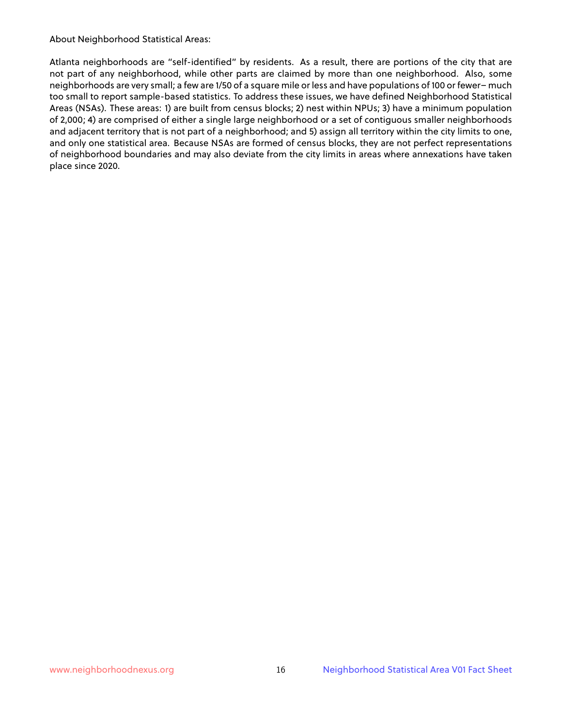About Neighborhood Statistical Areas:

Atlanta neighborhoods are "self-identified" by residents. As a result, there are portions of the city that are not part of any neighborhood, while other parts are claimed by more than one neighborhood. Also, some neighborhoods are very small; a few are 1/50 of a square mile or less and have populations of 100 or fewer– much too small to report sample-based statistics. To address these issues, we have defined Neighborhood Statistical Areas (NSAs). These areas: 1) are built from census blocks; 2) nest within NPUs; 3) have a minimum population of 2,000; 4) are comprised of either a single large neighborhood or a set of contiguous smaller neighborhoods and adjacent territory that is not part of a neighborhood; and 5) assign all territory within the city limits to one, and only one statistical area. Because NSAs are formed of census blocks, they are not perfect representations of neighborhood boundaries and may also deviate from the city limits in areas where annexations have taken place since 2020.